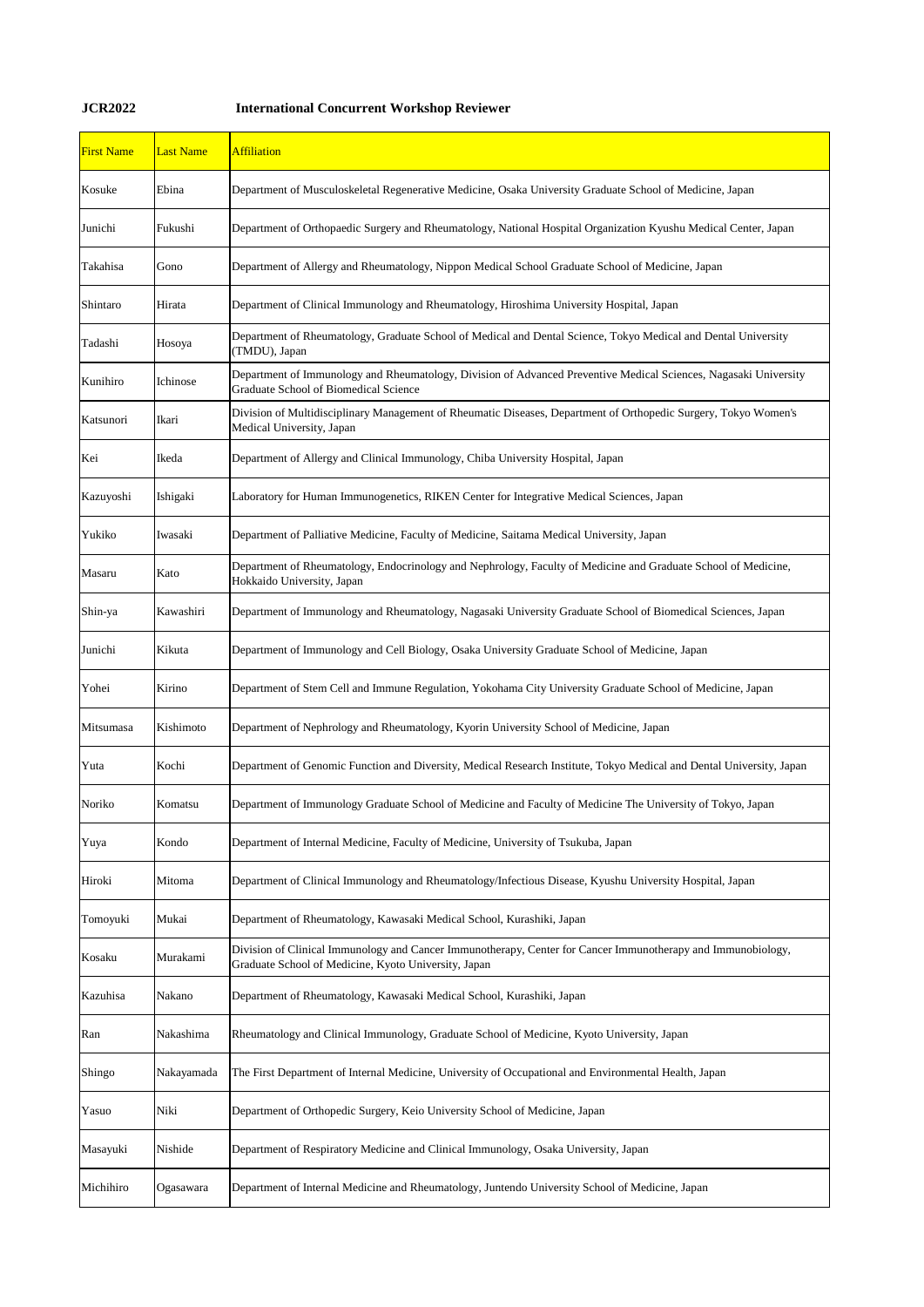**JCR2022** **International Concurrent Workshop Reviewer**

| First Name | Last Name | Affiliation |
|---|---|---|
| Kosuke | Ebina | Department of Musculoskeletal Regenerative Medicine, Osaka University Graduate School of Medicine, Japan |
| Junichi | Fukushi | Department of Orthopaedic Surgery and Rheumatology, National Hospital Organization Kyushu Medical Center, Japan |
| Takahisa | Gono | Department of Allergy and Rheumatology, Nippon Medical School Graduate School of Medicine, Japan |
| Shintaro | Hirata | Department of Clinical Immunology and Rheumatology, Hiroshima University Hospital, Japan |
| Tadashi | Hosoya | Department of Rheumatology, Graduate School of Medical and Dental Science, Tokyo Medical and Dental University (TMDU), Japan |
| Kunihiro | Ichinose | Department of Immunology and Rheumatology, Division of Advanced Preventive Medical Sciences, Nagasaki University Graduate School of Biomedical Science |
| Katsunori | Ikari | Division of Multidisciplinary Management of Rheumatic Diseases, Department of Orthopedic Surgery, Tokyo Women's Medical University, Japan |
| Kei | Ikeda | Department of Allergy and Clinical Immunology, Chiba University Hospital, Japan |
| Kazuyoshi | Ishigaki | Laboratory for Human Immunogenetics, RIKEN Center for Integrative Medical Sciences, Japan |
| Yukiko | Iwasaki | Department of Palliative Medicine, Faculty of Medicine, Saitama Medical University, Japan |
| Masaru | Kato | Department of Rheumatology, Endocrinology and Nephrology, Faculty of Medicine and Graduate School of Medicine, Hokkaido University, Japan |
| Shin-ya | Kawashiri | Department of Immunology and Rheumatology, Nagasaki University Graduate School of Biomedical Sciences, Japan |
| Junichi | Kikuta | Department of Immunology and Cell Biology, Osaka University Graduate School of Medicine, Japan |
| Yohei | Kirino | Department of Stem Cell and Immune Regulation, Yokohama City University Graduate School of Medicine, Japan |
| Mitsumasa | Kishimoto | Department of Nephrology and Rheumatology, Kyorin University School of Medicine, Japan |
| Yuta | Kochi | Department of Genomic Function and Diversity, Medical Research Institute, Tokyo Medical and Dental University, Japan |
| Noriko | Komatsu | Department of Immunology Graduate School of Medicine and Faculty of Medicine The University of Tokyo, Japan |
| Yuya | Kondo | Department of Internal Medicine, Faculty of Medicine, University of Tsukuba, Japan |
| Hiroki | Mitoma | Department of Clinical Immunology and Rheumatology/Infectious Disease, Kyushu University Hospital, Japan |
| Tomoyuki | Mukai | Department of Rheumatology, Kawasaki Medical School, Kurashiki, Japan |
| Kosaku | Murakami | Division of Clinical Immunology and Cancer Immunotherapy, Center for Cancer Immunotherapy and Immunobiology, Graduate School of Medicine, Kyoto University, Japan |
| Kazuhisa | Nakano | Department of Rheumatology, Kawasaki Medical School, Kurashiki, Japan |
| Ran | Nakashima | Rheumatology and Clinical Immunology, Graduate School of Medicine, Kyoto University, Japan |
| Shingo | Nakayamada | The First Department of Internal Medicine, University of Occupational and Environmental Health, Japan |
| Yasuo | Niki | Department of Orthopedic Surgery, Keio University School of Medicine, Japan |
| Masayuki | Nishide | Department of Respiratory Medicine and Clinical Immunology, Osaka University, Japan |
| Michihiro | Ogasawara | Department of Internal Medicine and Rheumatology, Juntendo University School of Medicine, Japan |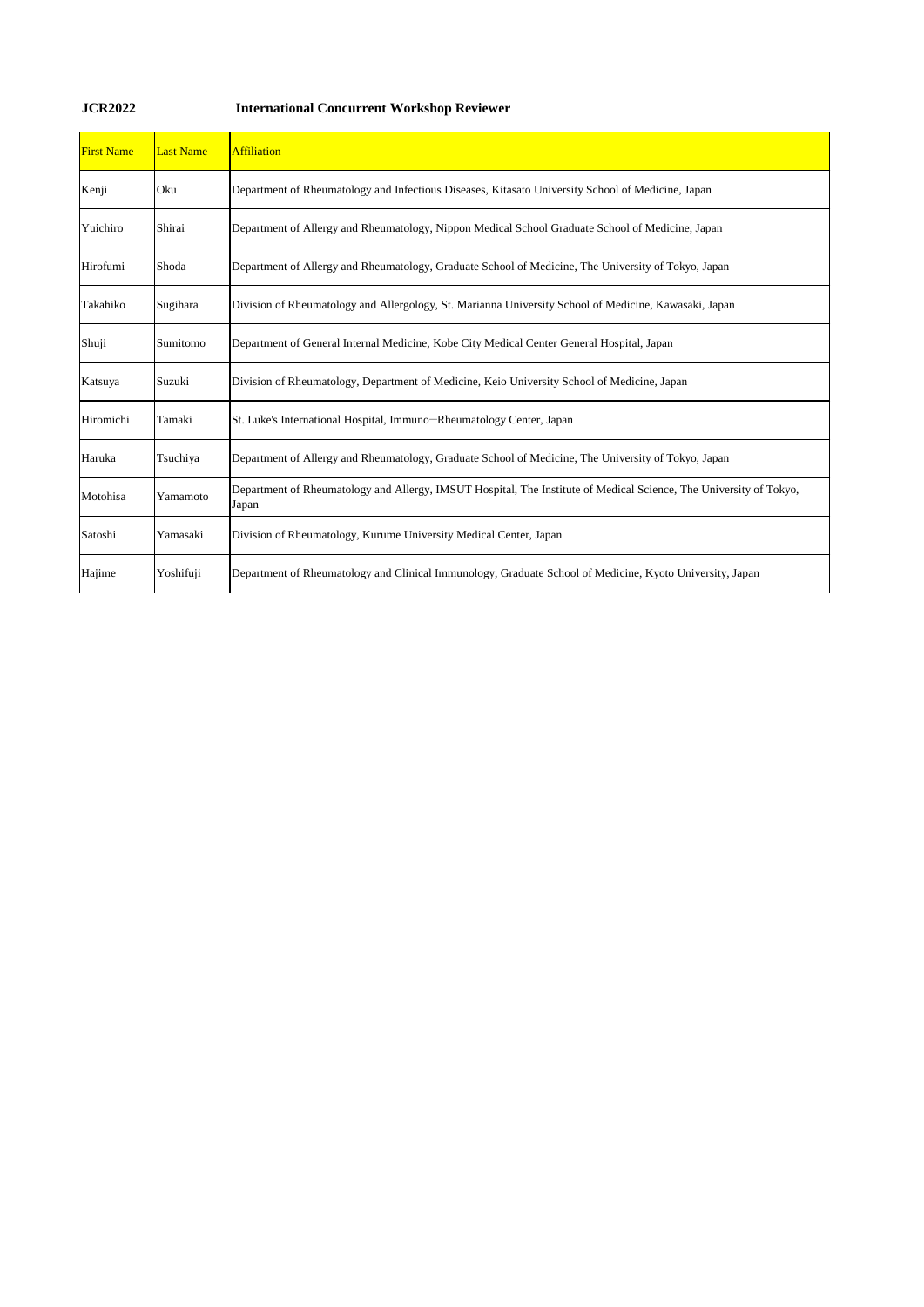**JCR2022** **International Concurrent Workshop Reviewer**

| First Name | Last Name | Affiliation |
|---|---|---|
| Kenji | Oku | Department of Rheumatology and Infectious Diseases, Kitasato University School of Medicine, Japan |
| Yuichiro | Shirai | Department of Allergy and Rheumatology, Nippon Medical School Graduate School of Medicine, Japan |
| Hirofumi | Shoda | Department of Allergy and Rheumatology, Graduate School of Medicine, The University of Tokyo, Japan |
| Takahiko | Sugihara | Division of Rheumatology and Allergology, St. Marianna University School of Medicine, Kawasaki, Japan |
| Shuji | Sumitomo | Department of General Internal Medicine, Kobe City Medical Center General Hospital, Japan |
| Katsuya | Suzuki | Division of Rheumatology, Department of Medicine, Keio University School of Medicine, Japan |
| Hiromichi | Tamaki | St. Luke's International Hospital, Immuno−Rheumatology Center, Japan |
| Haruka | Tsuchiya | Department of Allergy and Rheumatology, Graduate School of Medicine, The University of Tokyo, Japan |
| Motohisa | Yamamoto | Department of Rheumatology and Allergy, IMSUT Hospital, The Institute of Medical Science, The University of Tokyo, Japan |
| Satoshi | Yamasaki | Division of Rheumatology, Kurume University Medical Center, Japan |
| Hajime | Yoshifuji | Department of Rheumatology and Clinical Immunology, Graduate School of Medicine, Kyoto University, Japan |